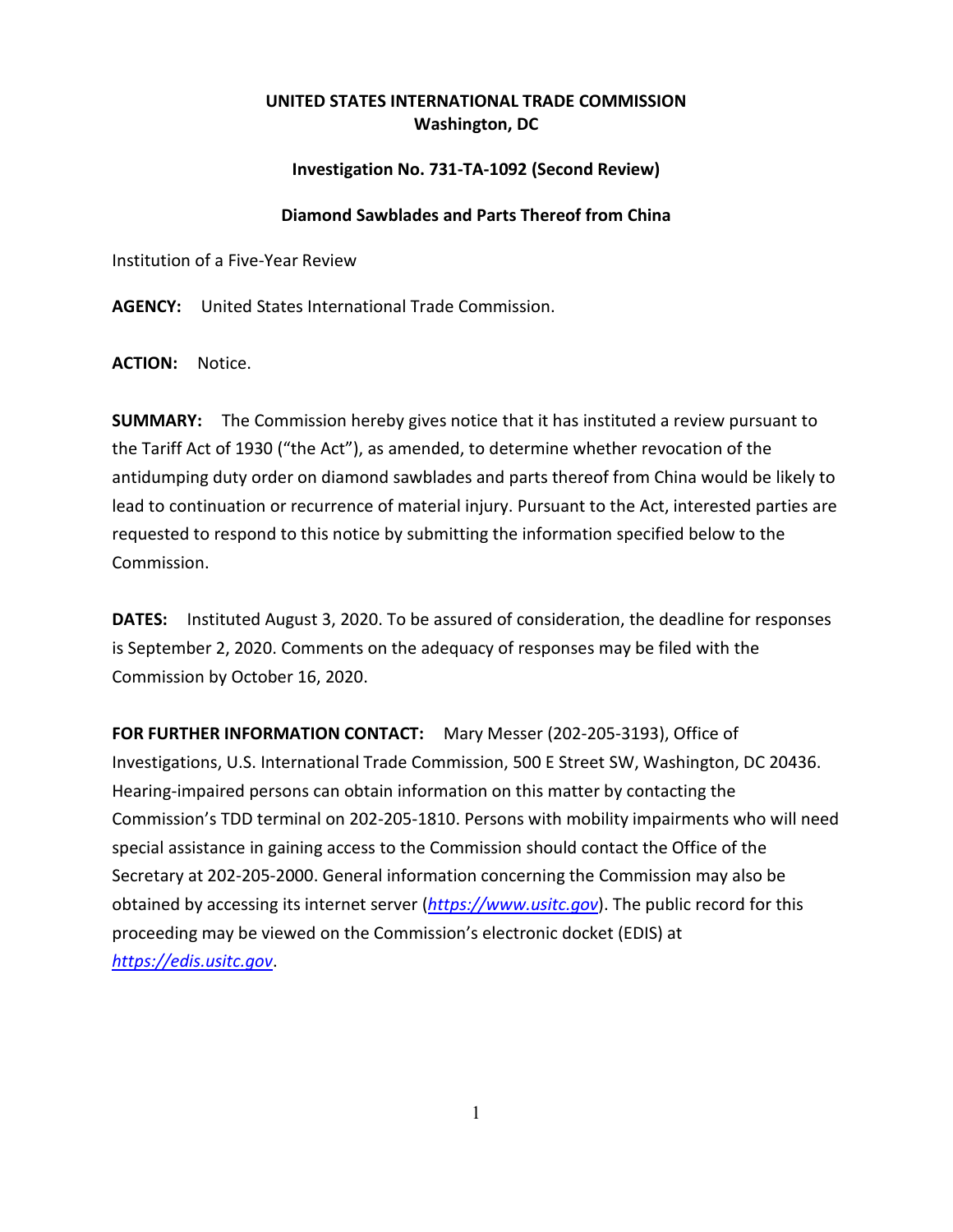**UNITED STATES INTERNATIONAL TRADE COMMISSION**
**Washington, DC**

**Investigation No. 731-TA-1092 (Second Review)**

**Diamond Sawblades and Parts Thereof from China**

Institution of a Five-Year Review

**AGENCY:** United States International Trade Commission.

**ACTION:** Notice.

**SUMMARY:** The Commission hereby gives notice that it has instituted a review pursuant to the Tariff Act of 1930 ("the Act"), as amended, to determine whether revocation of the antidumping duty order on diamond sawblades and parts thereof from China would be likely to lead to continuation or recurrence of material injury. Pursuant to the Act, interested parties are requested to respond to this notice by submitting the information specified below to the Commission.

**DATES:** Instituted August 3, 2020. To be assured of consideration, the deadline for responses is September 2, 2020. Comments on the adequacy of responses may be filed with the Commission by October 16, 2020.

**FOR FURTHER INFORMATION CONTACT:** Mary Messer (202-205-3193), Office of Investigations, U.S. International Trade Commission, 500 E Street SW, Washington, DC 20436. Hearing-impaired persons can obtain information on this matter by contacting the Commission's TDD terminal on 202-205-1810. Persons with mobility impairments who will need special assistance in gaining access to the Commission should contact the Office of the Secretary at 202-205-2000. General information concerning the Commission may also be obtained by accessing its internet server (*https://www.usitc.gov*). The public record for this proceeding may be viewed on the Commission's electronic docket (EDIS) at *https://edis.usitc.gov*.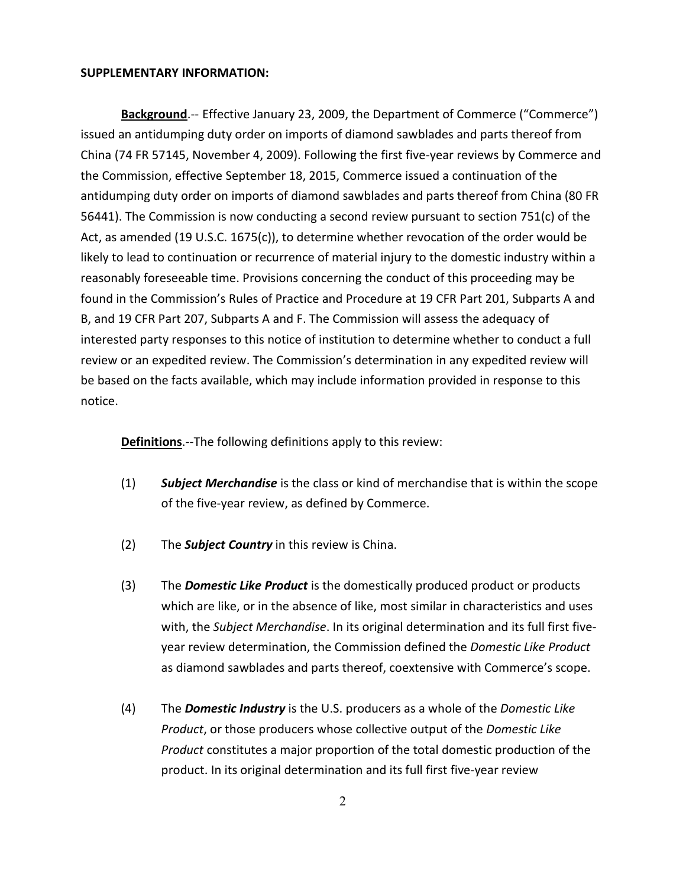**SUPPLEMENTARY INFORMATION:**

**Background**.-- Effective January 23, 2009, the Department of Commerce ("Commerce") issued an antidumping duty order on imports of diamond sawblades and parts thereof from China (74 FR 57145, November 4, 2009). Following the first five-year reviews by Commerce and the Commission, effective September 18, 2015, Commerce issued a continuation of the antidumping duty order on imports of diamond sawblades and parts thereof from China (80 FR 56441). The Commission is now conducting a second review pursuant to section 751(c) of the Act, as amended (19 U.S.C. 1675(c)), to determine whether revocation of the order would be likely to lead to continuation or recurrence of material injury to the domestic industry within a reasonably foreseeable time. Provisions concerning the conduct of this proceeding may be found in the Commission's Rules of Practice and Procedure at 19 CFR Part 201, Subparts A and B, and 19 CFR Part 207, Subparts A and F. The Commission will assess the adequacy of interested party responses to this notice of institution to determine whether to conduct a full review or an expedited review. The Commission's determination in any expedited review will be based on the facts available, which may include information provided in response to this notice.

**Definitions**.--The following definitions apply to this review:

(1) ***Subject Merchandise*** is the class or kind of merchandise that is within the scope of the five-year review, as defined by Commerce.

(2) The ***Subject Country*** in this review is China.

(3) The ***Domestic Like Product*** is the domestically produced product or products which are like, or in the absence of like, most similar in characteristics and uses with, the *Subject Merchandise*. In its original determination and its full first five-year review determination, the Commission defined the *Domestic Like Product* as diamond sawblades and parts thereof, coextensive with Commerce's scope.

(4) The ***Domestic Industry*** is the U.S. producers as a whole of the *Domestic Like Product*, or those producers whose collective output of the *Domestic Like Product* constitutes a major proportion of the total domestic production of the product. In its original determination and its full first five-year review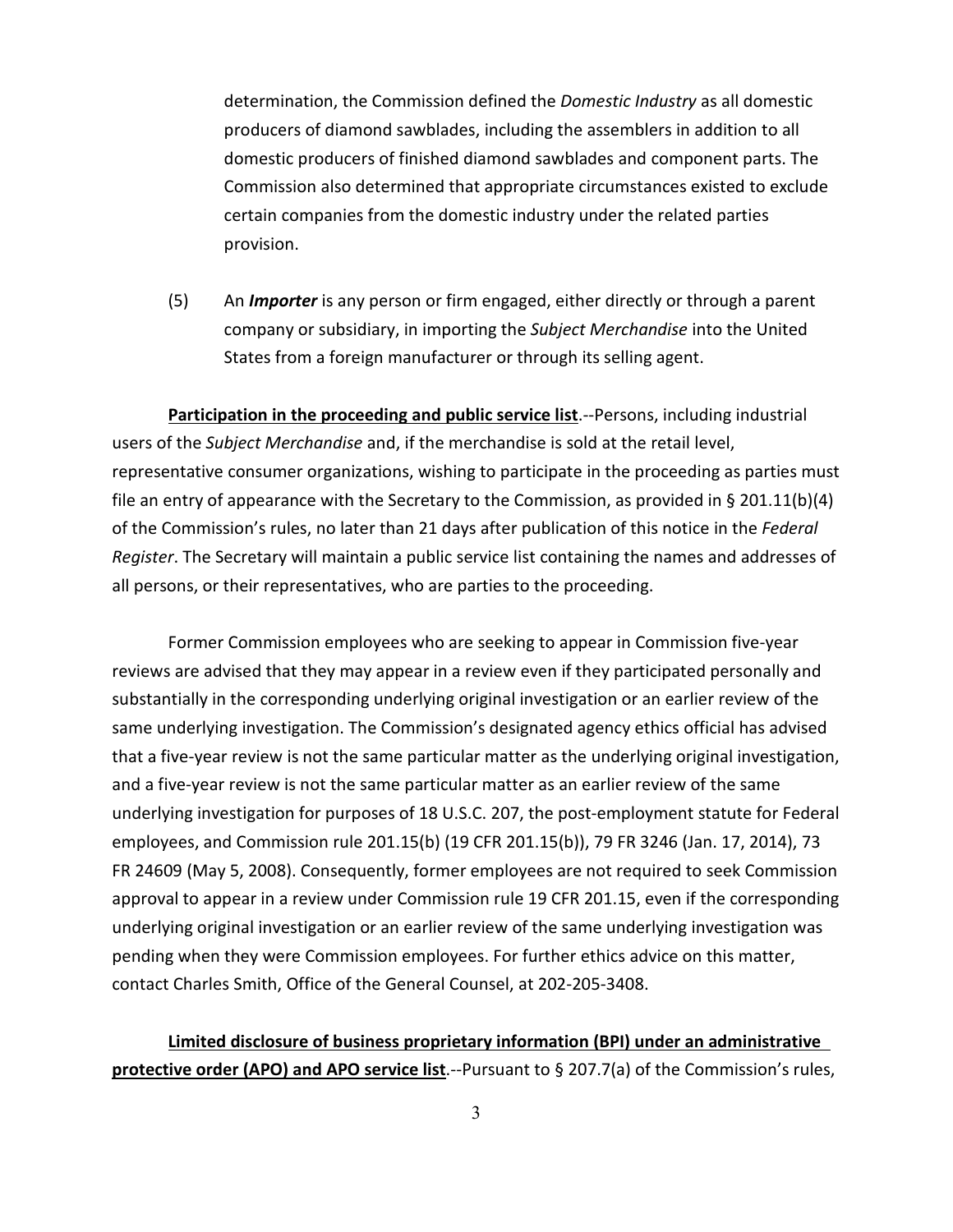determination, the Commission defined the *Domestic Industry* as all domestic producers of diamond sawblades, including the assemblers in addition to all domestic producers of finished diamond sawblades and component parts. The Commission also determined that appropriate circumstances existed to exclude certain companies from the domestic industry under the related parties provision.

(5) An ***Importer*** is any person or firm engaged, either directly or through a parent company or subsidiary, in importing the *Subject Merchandise* into the United States from a foreign manufacturer or through its selling agent.

**Participation in the proceeding and public service list**.--Persons, including industrial users of the *Subject Merchandise* and, if the merchandise is sold at the retail level, representative consumer organizations, wishing to participate in the proceeding as parties must file an entry of appearance with the Secretary to the Commission, as provided in § 201.11(b)(4) of the Commission's rules, no later than 21 days after publication of this notice in the *Federal Register*. The Secretary will maintain a public service list containing the names and addresses of all persons, or their representatives, who are parties to the proceeding.

Former Commission employees who are seeking to appear in Commission five-year reviews are advised that they may appear in a review even if they participated personally and substantially in the corresponding underlying original investigation or an earlier review of the same underlying investigation. The Commission's designated agency ethics official has advised that a five-year review is not the same particular matter as the underlying original investigation, and a five-year review is not the same particular matter as an earlier review of the same underlying investigation for purposes of 18 U.S.C. 207, the post-employment statute for Federal employees, and Commission rule 201.15(b) (19 CFR 201.15(b)), 79 FR 3246 (Jan. 17, 2014), 73 FR 24609 (May 5, 2008). Consequently, former employees are not required to seek Commission approval to appear in a review under Commission rule 19 CFR 201.15, even if the corresponding underlying original investigation or an earlier review of the same underlying investigation was pending when they were Commission employees. For further ethics advice on this matter, contact Charles Smith, Office of the General Counsel, at 202-205-3408.

**Limited disclosure of business proprietary information (BPI) under an administrative protective order (APO) and APO service list**.--Pursuant to § 207.7(a) of the Commission's rules,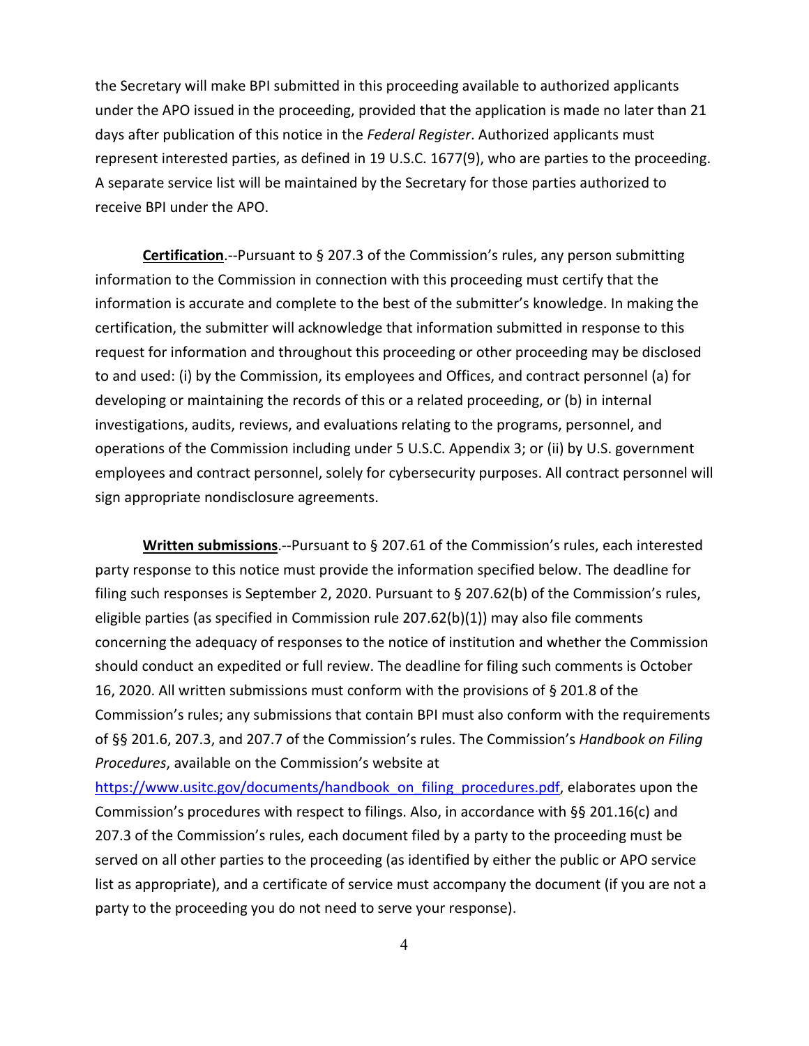the Secretary will make BPI submitted in this proceeding available to authorized applicants under the APO issued in the proceeding, provided that the application is made no later than 21 days after publication of this notice in the *Federal Register*. Authorized applicants must represent interested parties, as defined in 19 U.S.C. 1677(9), who are parties to the proceeding. A separate service list will be maintained by the Secretary for those parties authorized to receive BPI under the APO.

**Certification**.--Pursuant to § 207.3 of the Commission's rules, any person submitting information to the Commission in connection with this proceeding must certify that the information is accurate and complete to the best of the submitter's knowledge. In making the certification, the submitter will acknowledge that information submitted in response to this request for information and throughout this proceeding or other proceeding may be disclosed to and used: (i) by the Commission, its employees and Offices, and contract personnel (a) for developing or maintaining the records of this or a related proceeding, or (b) in internal investigations, audits, reviews, and evaluations relating to the programs, personnel, and operations of the Commission including under 5 U.S.C. Appendix 3; or (ii) by U.S. government employees and contract personnel, solely for cybersecurity purposes. All contract personnel will sign appropriate nondisclosure agreements.

**Written submissions**.--Pursuant to § 207.61 of the Commission's rules, each interested party response to this notice must provide the information specified below. The deadline for filing such responses is September 2, 2020. Pursuant to § 207.62(b) of the Commission's rules, eligible parties (as specified in Commission rule 207.62(b)(1)) may also file comments concerning the adequacy of responses to the notice of institution and whether the Commission should conduct an expedited or full review. The deadline for filing such comments is October 16, 2020. All written submissions must conform with the provisions of § 201.8 of the Commission's rules; any submissions that contain BPI must also conform with the requirements of §§ 201.6, 207.3, and 207.7 of the Commission's rules. The Commission's *Handbook on Filing Procedures*, available on the Commission's website at https://www.usitc.gov/documents/handbook_on_filing_procedures.pdf, elaborates upon the Commission's procedures with respect to filings. Also, in accordance with §§ 201.16(c) and 207.3 of the Commission's rules, each document filed by a party to the proceeding must be served on all other parties to the proceeding (as identified by either the public or APO service list as appropriate), and a certificate of service must accompany the document (if you are not a party to the proceeding you do not need to serve your response).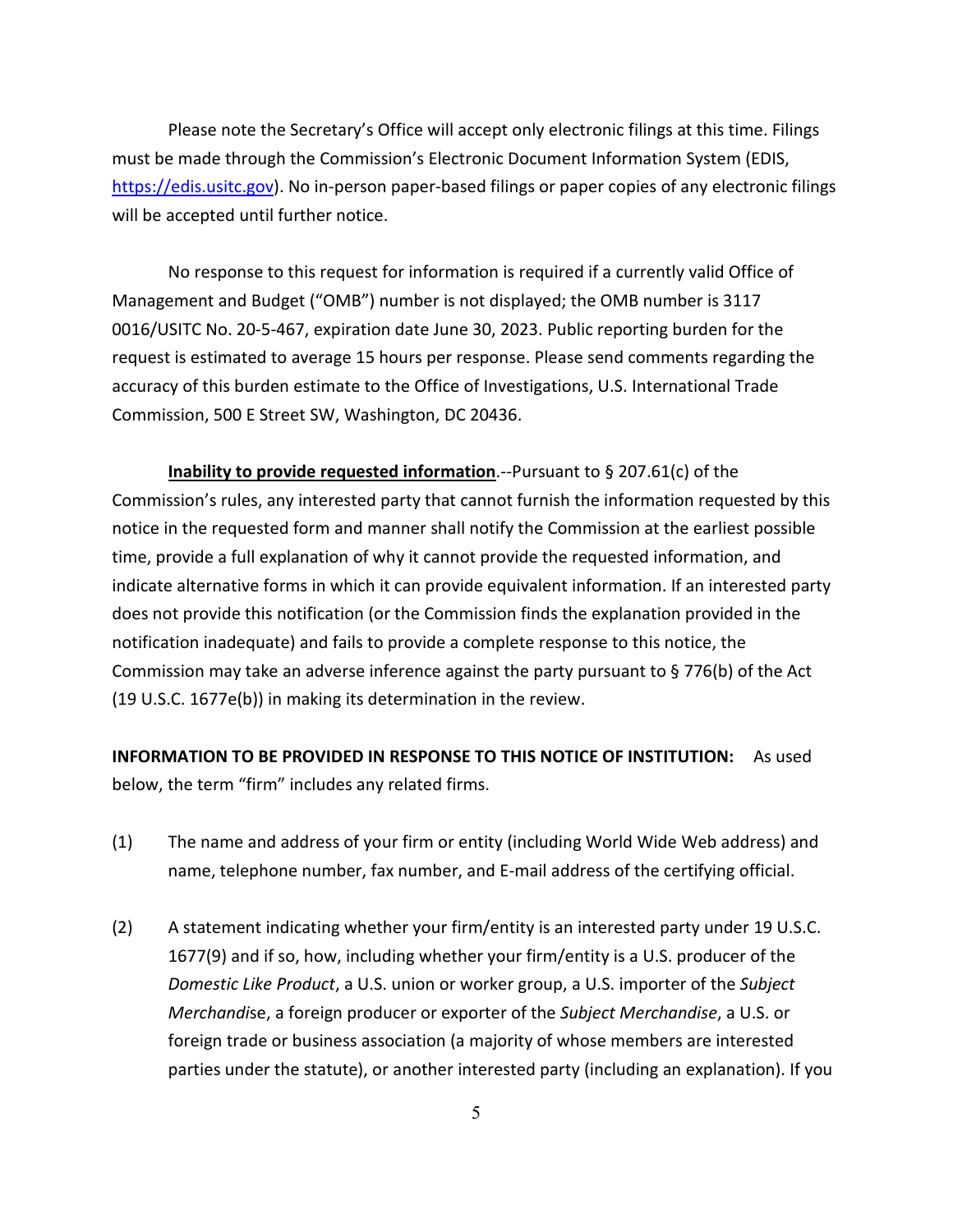Please note the Secretary's Office will accept only electronic filings at this time. Filings must be made through the Commission's Electronic Document Information System (EDIS, https://edis.usitc.gov). No in-person paper-based filings or paper copies of any electronic filings will be accepted until further notice.

No response to this request for information is required if a currently valid Office of Management and Budget ("OMB") number is not displayed; the OMB number is 3117 0016/USITC No. 20-5-467, expiration date June 30, 2023. Public reporting burden for the request is estimated to average 15 hours per response. Please send comments regarding the accuracy of this burden estimate to the Office of Investigations, U.S. International Trade Commission, 500 E Street SW, Washington, DC 20436.

**Inability to provide requested information**.--Pursuant to § 207.61(c) of the Commission's rules, any interested party that cannot furnish the information requested by this notice in the requested form and manner shall notify the Commission at the earliest possible time, provide a full explanation of why it cannot provide the requested information, and indicate alternative forms in which it can provide equivalent information. If an interested party does not provide this notification (or the Commission finds the explanation provided in the notification inadequate) and fails to provide a complete response to this notice, the Commission may take an adverse inference against the party pursuant to § 776(b) of the Act (19 U.S.C. 1677e(b)) in making its determination in the review.

**INFORMATION TO BE PROVIDED IN RESPONSE TO THIS NOTICE OF INSTITUTION:** As used below, the term "firm" includes any related firms.

(1) The name and address of your firm or entity (including World Wide Web address) and name, telephone number, fax number, and E-mail address of the certifying official.

(2) A statement indicating whether your firm/entity is an interested party under 19 U.S.C. 1677(9) and if so, how, including whether your firm/entity is a U.S. producer of the *Domestic Like Product*, a U.S. union or worker group, a U.S. importer of the *Subject Merchandis*e, a foreign producer or exporter of the *Subject Merchandise*, a U.S. or foreign trade or business association (a majority of whose members are interested parties under the statute), or another interested party (including an explanation). If you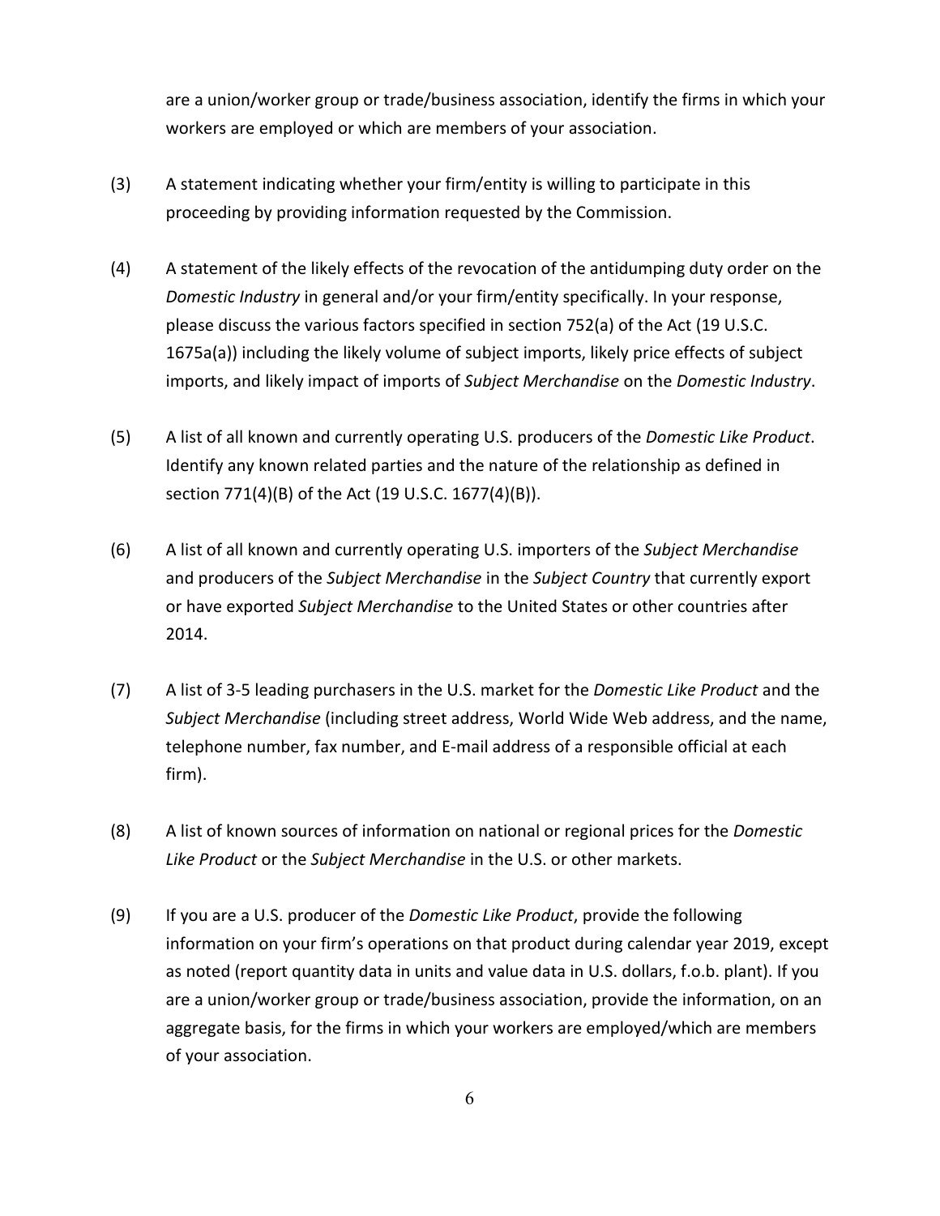are a union/worker group or trade/business association, identify the firms in which your workers are employed or which are members of your association.

(3) A statement indicating whether your firm/entity is willing to participate in this proceeding by providing information requested by the Commission.

(4) A statement of the likely effects of the revocation of the antidumping duty order on the *Domestic Industry* in general and/or your firm/entity specifically. In your response, please discuss the various factors specified in section 752(a) of the Act (19 U.S.C. 1675a(a)) including the likely volume of subject imports, likely price effects of subject imports, and likely impact of imports of *Subject Merchandise* on the *Domestic Industry*.

(5) A list of all known and currently operating U.S. producers of the *Domestic Like Product*. Identify any known related parties and the nature of the relationship as defined in section 771(4)(B) of the Act (19 U.S.C. 1677(4)(B)).

(6) A list of all known and currently operating U.S. importers of the *Subject Merchandise* and producers of the *Subject Merchandise* in the *Subject Country* that currently export or have exported *Subject Merchandise* to the United States or other countries after 2014.

(7) A list of 3-5 leading purchasers in the U.S. market for the *Domestic Like Product* and the *Subject Merchandise* (including street address, World Wide Web address, and the name, telephone number, fax number, and E-mail address of a responsible official at each firm).

(8) A list of known sources of information on national or regional prices for the *Domestic Like Product* or the *Subject Merchandise* in the U.S. or other markets.

(9) If you are a U.S. producer of the *Domestic Like Product*, provide the following information on your firm's operations on that product during calendar year 2019, except as noted (report quantity data in units and value data in U.S. dollars, f.o.b. plant). If you are a union/worker group or trade/business association, provide the information, on an aggregate basis, for the firms in which your workers are employed/which are members of your association.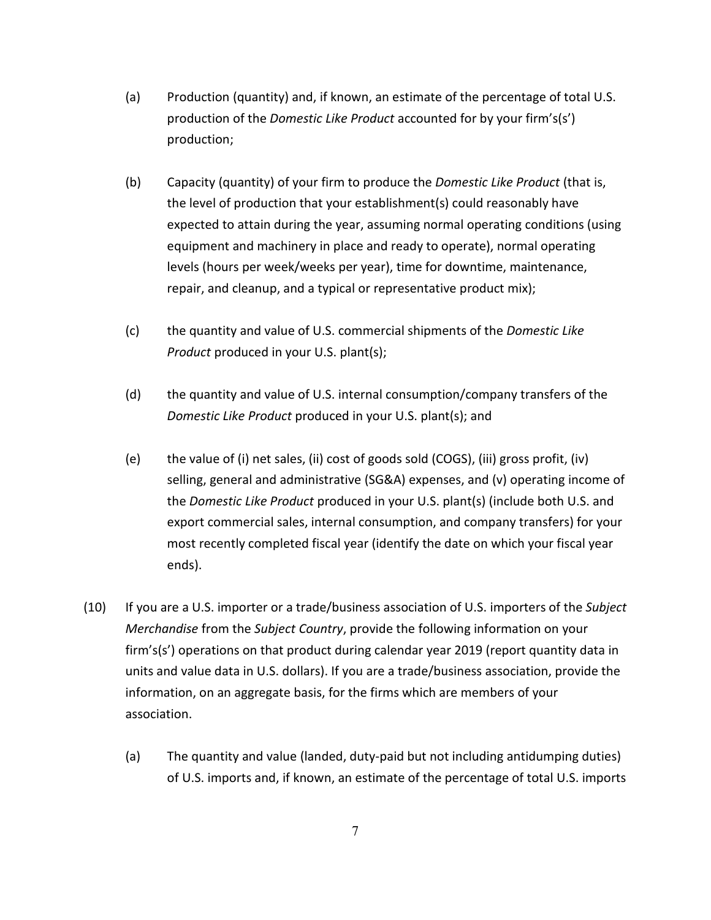(a) Production (quantity) and, if known, an estimate of the percentage of total U.S. production of the *Domestic Like Product* accounted for by your firm's(s') production;

(b) Capacity (quantity) of your firm to produce the *Domestic Like Product* (that is, the level of production that your establishment(s) could reasonably have expected to attain during the year, assuming normal operating conditions (using equipment and machinery in place and ready to operate), normal operating levels (hours per week/weeks per year), time for downtime, maintenance, repair, and cleanup, and a typical or representative product mix);

(c) the quantity and value of U.S. commercial shipments of the *Domestic Like Product* produced in your U.S. plant(s);

(d) the quantity and value of U.S. internal consumption/company transfers of the *Domestic Like Product* produced in your U.S. plant(s); and

(e) the value of (i) net sales, (ii) cost of goods sold (COGS), (iii) gross profit, (iv) selling, general and administrative (SG&A) expenses, and (v) operating income of the *Domestic Like Product* produced in your U.S. plant(s) (include both U.S. and export commercial sales, internal consumption, and company transfers) for your most recently completed fiscal year (identify the date on which your fiscal year ends).

(10) If you are a U.S. importer or a trade/business association of U.S. importers of the *Subject Merchandise* from the *Subject Country*, provide the following information on your firm's(s') operations on that product during calendar year 2019 (report quantity data in units and value data in U.S. dollars). If you are a trade/business association, provide the information, on an aggregate basis, for the firms which are members of your association.

(a) The quantity and value (landed, duty-paid but not including antidumping duties) of U.S. imports and, if known, an estimate of the percentage of total U.S. imports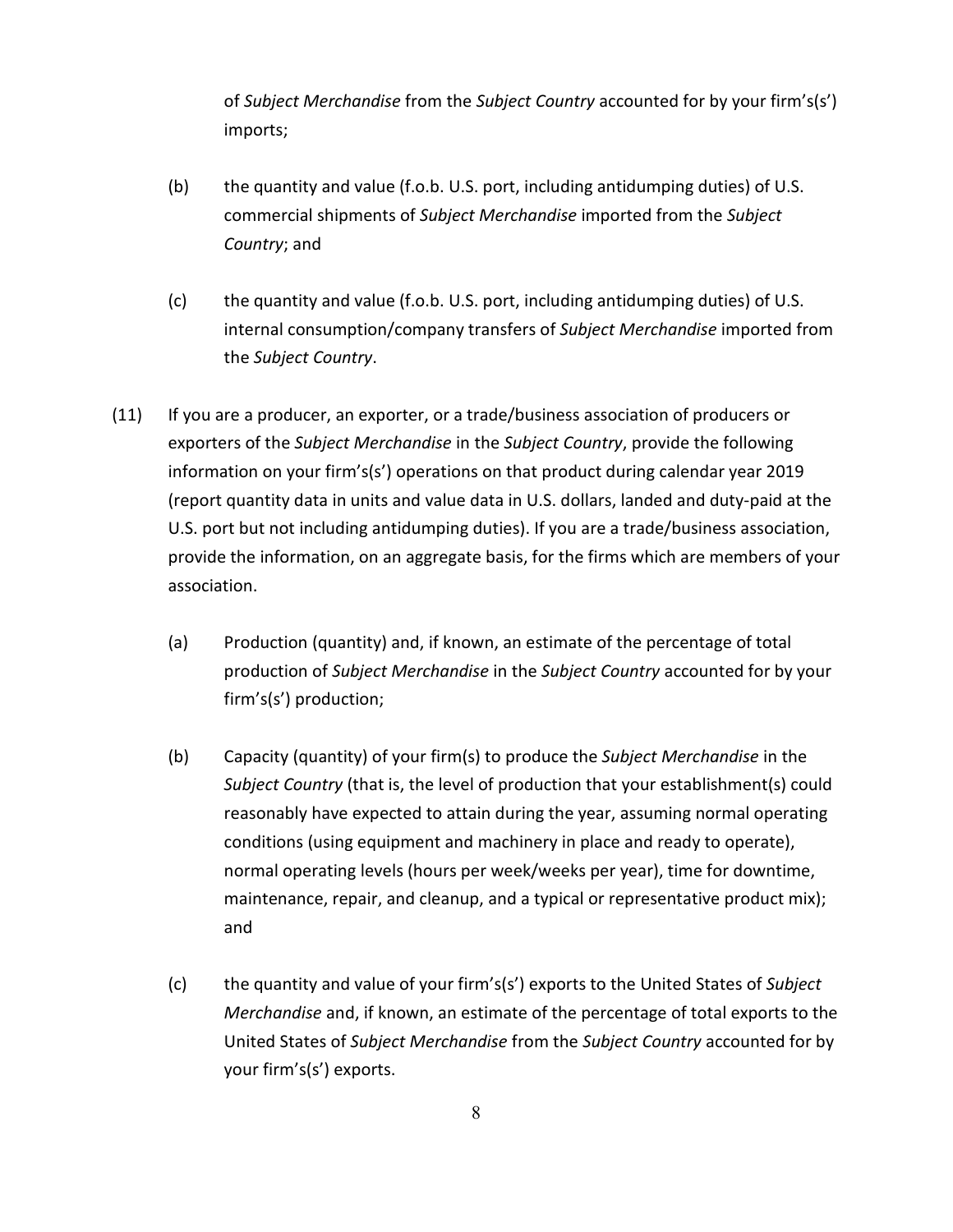of *Subject Merchandise* from the *Subject Country* accounted for by your firm's(s') imports;

(b) the quantity and value (f.o.b. U.S. port, including antidumping duties) of U.S. commercial shipments of *Subject Merchandise* imported from the *Subject Country*; and

(c) the quantity and value (f.o.b. U.S. port, including antidumping duties) of U.S. internal consumption/company transfers of *Subject Merchandise* imported from the *Subject Country*.

(11) If you are a producer, an exporter, or a trade/business association of producers or exporters of the *Subject Merchandise* in the *Subject Country*, provide the following information on your firm's(s') operations on that product during calendar year 2019 (report quantity data in units and value data in U.S. dollars, landed and duty-paid at the U.S. port but not including antidumping duties). If you are a trade/business association, provide the information, on an aggregate basis, for the firms which are members of your association.

(a) Production (quantity) and, if known, an estimate of the percentage of total production of *Subject Merchandise* in the *Subject Country* accounted for by your firm's(s') production;

(b) Capacity (quantity) of your firm(s) to produce the *Subject Merchandise* in the *Subject Country* (that is, the level of production that your establishment(s) could reasonably have expected to attain during the year, assuming normal operating conditions (using equipment and machinery in place and ready to operate), normal operating levels (hours per week/weeks per year), time for downtime, maintenance, repair, and cleanup, and a typical or representative product mix); and

(c) the quantity and value of your firm's(s') exports to the United States of *Subject Merchandise* and, if known, an estimate of the percentage of total exports to the United States of *Subject Merchandise* from the *Subject Country* accounted for by your firm's(s') exports.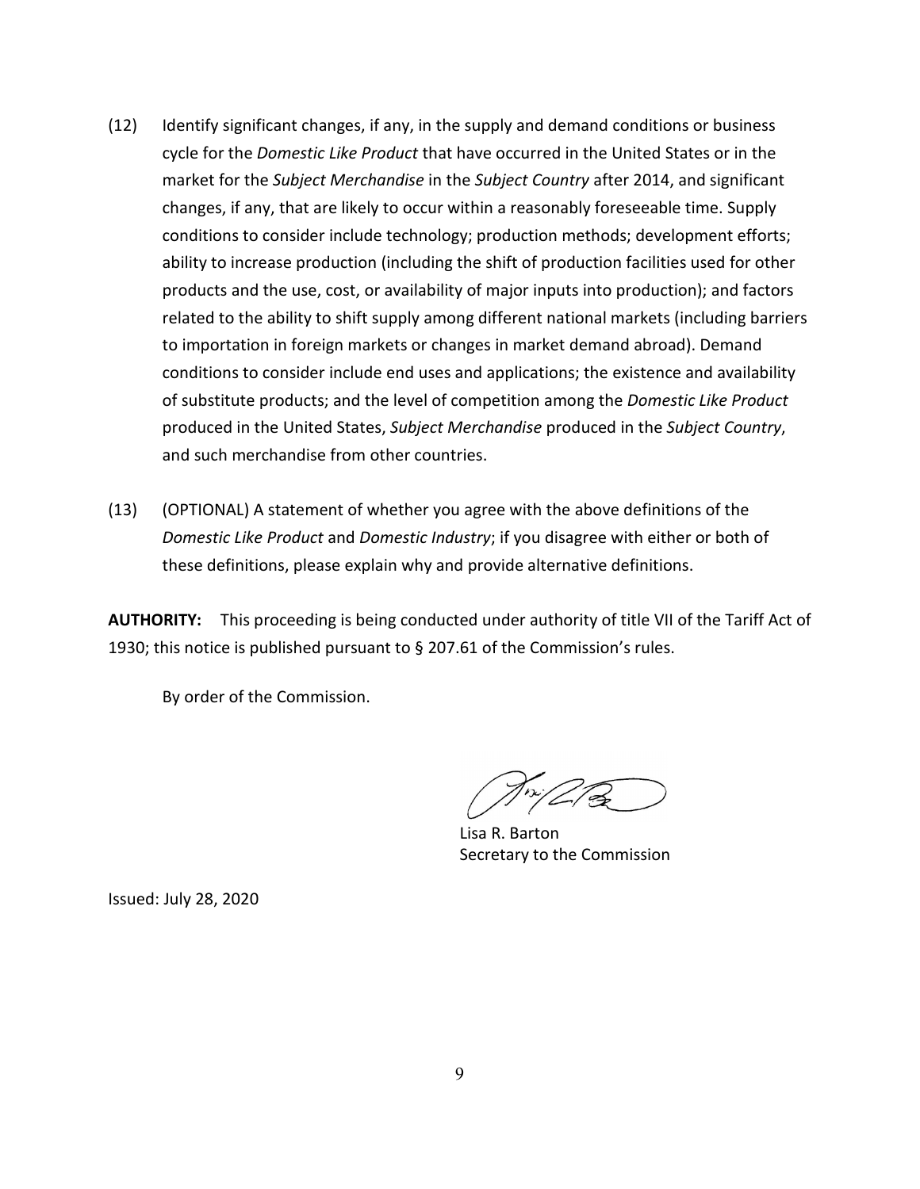(12) Identify significant changes, if any, in the supply and demand conditions or business cycle for the *Domestic Like Product* that have occurred in the United States or in the market for the *Subject Merchandise* in the *Subject Country* after 2014, and significant changes, if any, that are likely to occur within a reasonably foreseeable time. Supply conditions to consider include technology; production methods; development efforts; ability to increase production (including the shift of production facilities used for other products and the use, cost, or availability of major inputs into production); and factors related to the ability to shift supply among different national markets (including barriers to importation in foreign markets or changes in market demand abroad). Demand conditions to consider include end uses and applications; the existence and availability of substitute products; and the level of competition among the *Domestic Like Product* produced in the United States, *Subject Merchandise* produced in the *Subject Country*, and such merchandise from other countries.

(13) (OPTIONAL) A statement of whether you agree with the above definitions of the *Domestic Like Product* and *Domestic Industry*; if you disagree with either or both of these definitions, please explain why and provide alternative definitions.

**AUTHORITY:** This proceeding is being conducted under authority of title VII of the Tariff Act of 1930; this notice is published pursuant to § 207.61 of the Commission's rules.

By order of the Commission.

Lisa R. Barton
Secretary to the Commission

Issued: July 28, 2020